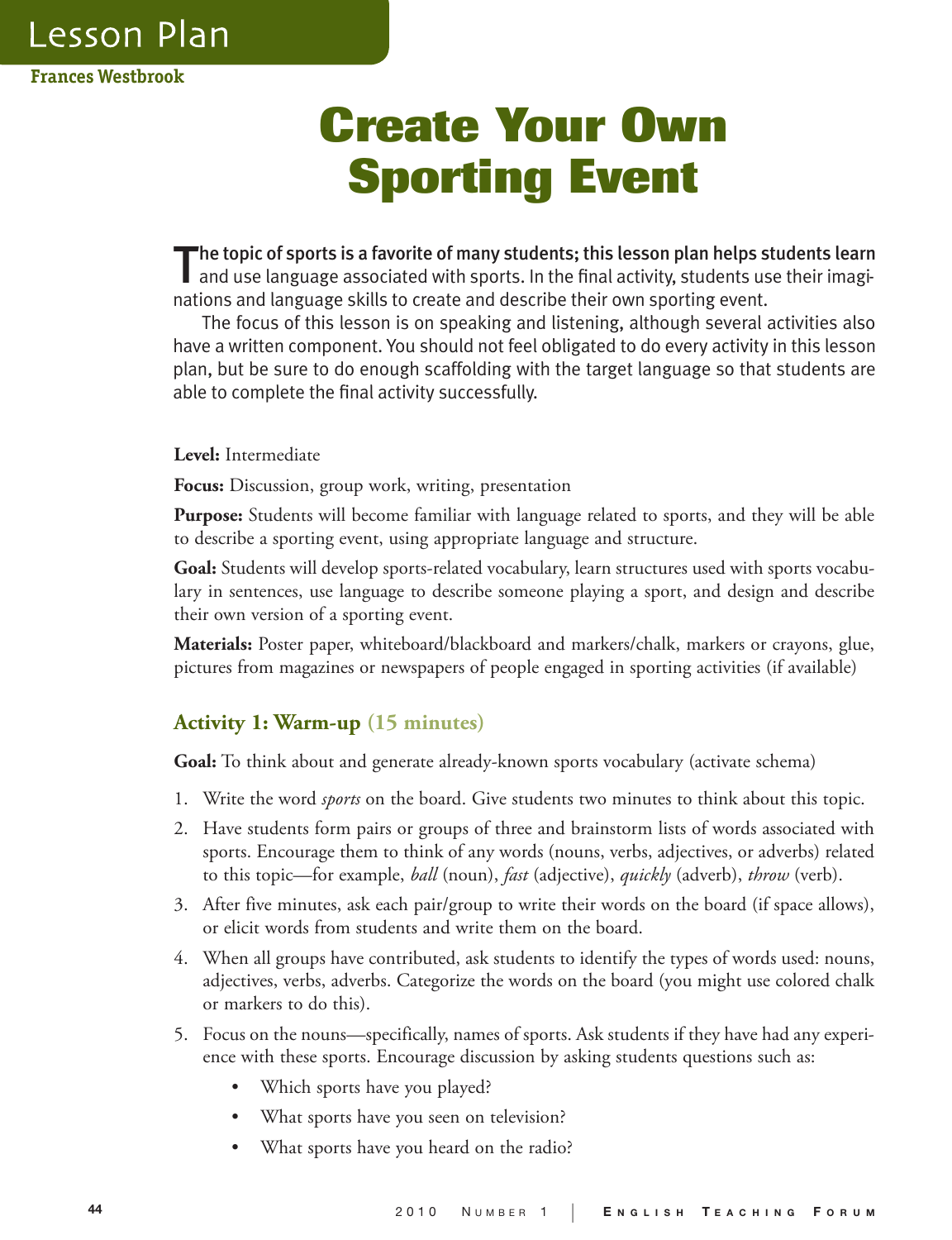Lesson Plan

**Frances Westbrook**

# Create Your Own Sporting Event

The topic of sports is a favorite of many students; this lesson plan helps students learn and use language associated with sports. In the final activity, students use their imaginations and language skills to create and describe their own sporting event.

The focus of this lesson is on speaking and listening, although several activities also have a written component. You should not feel obligated to do every activity in this lesson plan, but be sure to do enough scaffolding with the target language so that students are able to complete the final activity successfully.

**Level:** Intermediate

**Focus:** Discussion, group work, writing, presentation

**Purpose:** Students will become familiar with language related to sports, and they will be able to describe a sporting event, using appropriate language and structure.

**Goal:** Students will develop sports-related vocabulary, learn structures used with sports vocabulary in sentences, use language to describe someone playing a sport, and design and describe their own version of a sporting event.

**Materials:** Poster paper, whiteboard/blackboard and markers/chalk, markers or crayons, glue, pictures from magazines or newspapers of people engaged in sporting activities (if available)

## Activity 1: Warm-up (15 minutes)

**Goal:** To think about and generate already-known sports vocabulary (activate schema)

1. Write the word *sports* on the board. Give students two minutes to think about this topic.
2. Have students form pairs or groups of three and brainstorm lists of words associated with sports. Encourage them to think of any words (nouns, verbs, adjectives, or adverbs) related to this topic—for example, *ball* (noun), *fast* (adjective), *quickly* (adverb), *throw* (verb).
3. After five minutes, ask each pair/group to write their words on the board (if space allows), or elicit words from students and write them on the board.
4. When all groups have contributed, ask students to identify the types of words used: nouns, adjectives, verbs, adverbs. Categorize the words on the board (you might use colored chalk or markers to do this).
5. Focus on the nouns—specifically, names of sports. Ask students if they have had any experience with these sports. Encourage discussion by asking students questions such as:
   - Which sports have you played?
   - What sports have you seen on television?
   - What sports have you heard on the radio?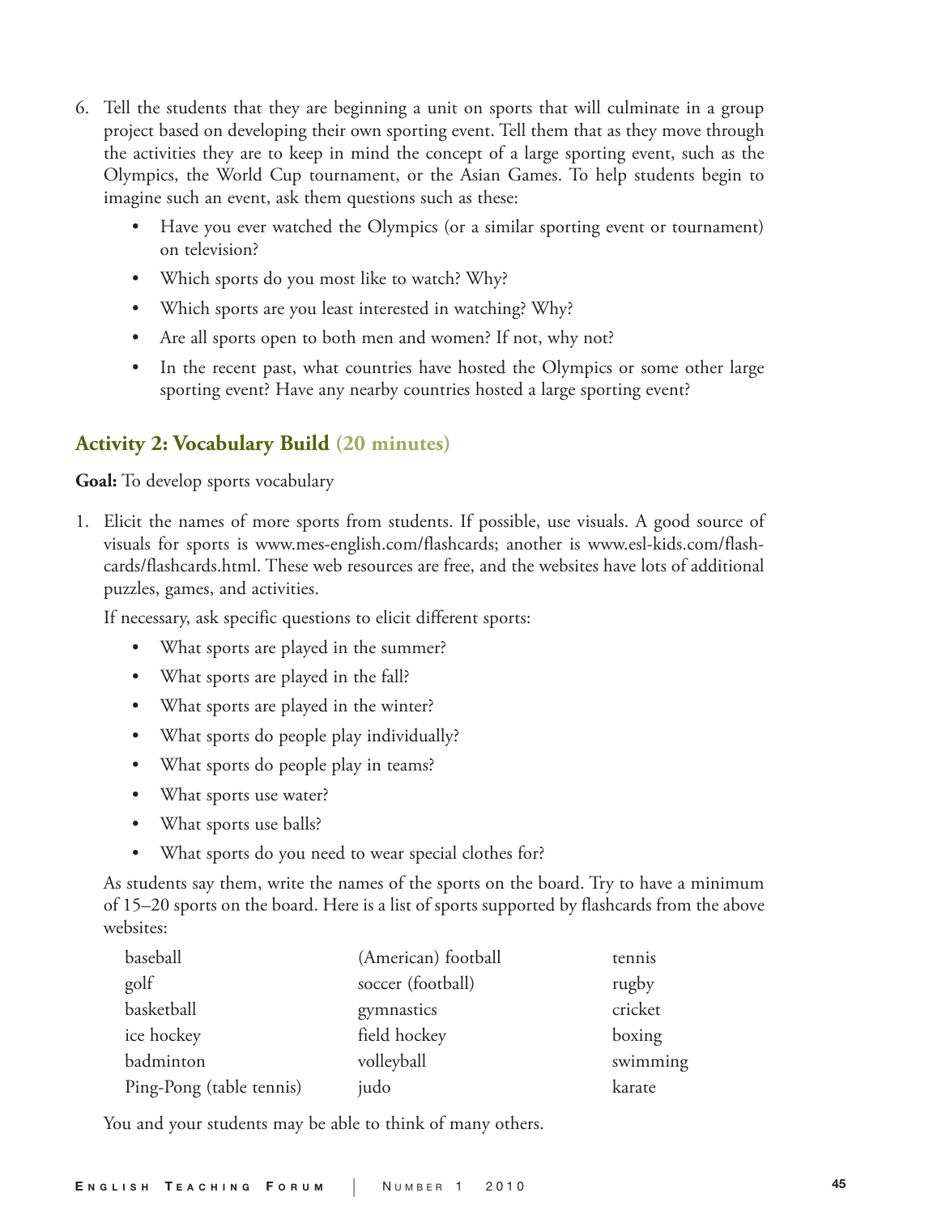6. Tell the students that they are beginning a unit on sports that will culminate in a group project based on developing their own sporting event. Tell them that as they move through the activities they are to keep in mind the concept of a large sporting event, such as the Olympics, the World Cup tournament, or the Asian Games. To help students begin to imagine such an event, ask them questions such as these:

   - Have you ever watched the Olympics (or a similar sporting event or tournament) on television?
   - Which sports do you most like to watch? Why?
   - Which sports are you least interested in watching? Why?
   - Are all sports open to both men and women? If not, why not?
   - In the recent past, what countries have hosted the Olympics or some other large sporting event? Have any nearby countries hosted a large sporting event?

## Activity 2: Vocabulary Build (20 minutes)

**Goal:** To develop sports vocabulary

1. Elicit the names of more sports from students. If possible, use visuals. A good source of visuals for sports is www.mes-english.com/flashcards; another is www.esl-kids.com/flashcards/flashcards.html. These web resources are free, and the websites have lots of additional puzzles, games, and activities.

   If necessary, ask specific questions to elicit different sports:

   - What sports are played in the summer?
   - What sports are played in the fall?
   - What sports are played in the winter?
   - What sports do people play individually?
   - What sports do people play in teams?
   - What sports use water?
   - What sports use balls?
   - What sports do you need to wear special clothes for?

   As students say them, write the names of the sports on the board. Try to have a minimum of 15–20 sports on the board. Here is a list of sports supported by flashcards from the above websites:

   | | | |
   |---|---|---|
   | baseball | (American) football | tennis |
   | golf | soccer (football) | rugby |
   | basketball | gymnastics | cricket |
   | ice hockey | field hockey | boxing |
   | badminton | volleyball | swimming |
   | Ping-Pong (table tennis) | judo | karate |

   You and your students may be able to think of many others.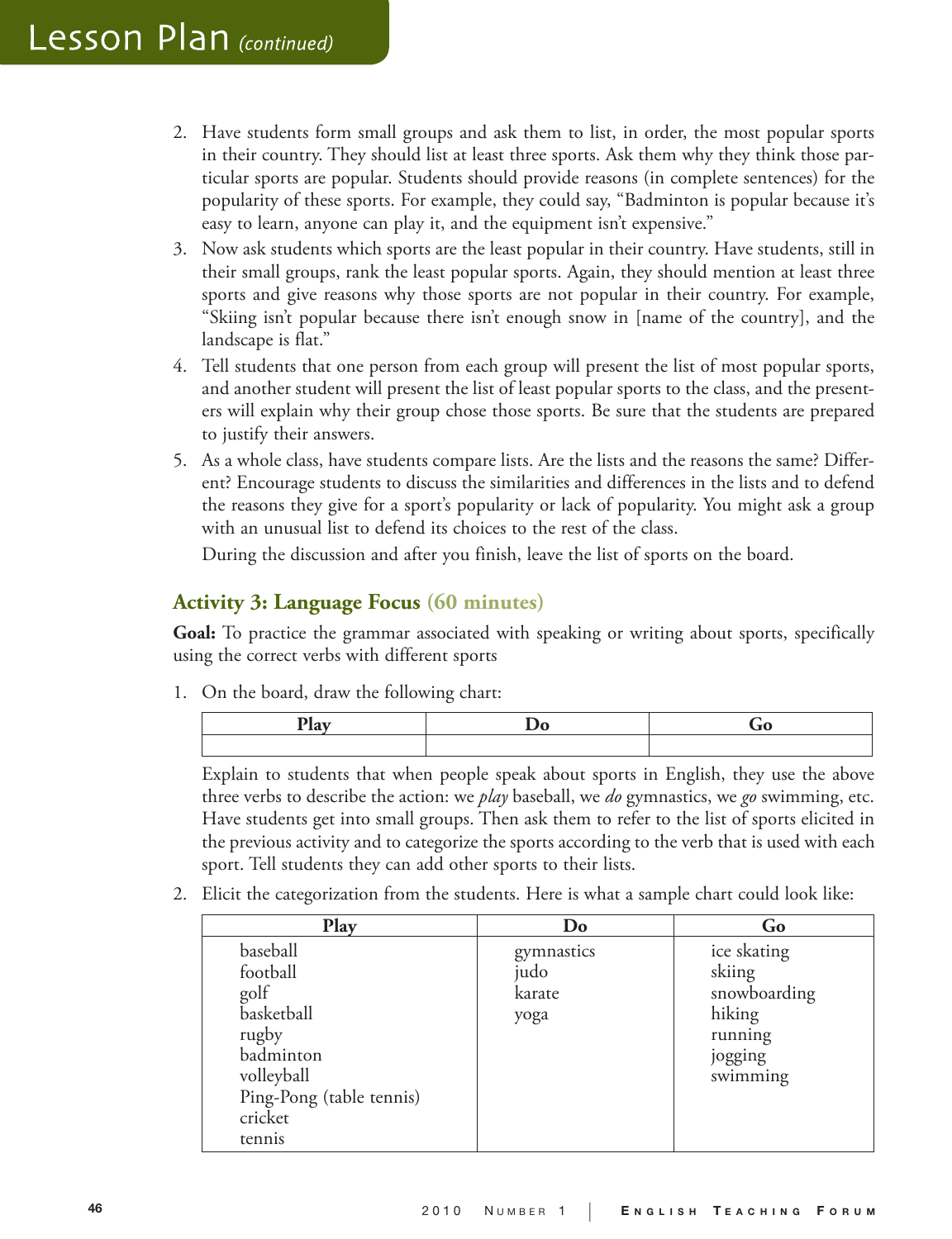2. Have students form small groups and ask them to list, in order, the most popular sports in their country. They should list at least three sports. Ask them why they think those particular sports are popular. Students should provide reasons (in complete sentences) for the popularity of these sports. For example, they could say, "Badminton is popular because it's easy to learn, anyone can play it, and the equipment isn't expensive."
3. Now ask students which sports are the least popular in their country. Have students, still in their small groups, rank the least popular sports. Again, they should mention at least three sports and give reasons why those sports are not popular in their country. For example, "Skiing isn't popular because there isn't enough snow in [name of the country], and the landscape is flat."
4. Tell students that one person from each group will present the list of most popular sports, and another student will present the list of least popular sports to the class, and the presenters will explain why their group chose those sports. Be sure that the students are prepared to justify their answers.
5. As a whole class, have students compare lists. Are the lists and the reasons the same? Different? Encourage students to discuss the similarities and differences in the lists and to defend the reasons they give for a sport's popularity or lack of popularity. You might ask a group with an unusual list to defend its choices to the rest of the class.

   During the discussion and after you finish, leave the list of sports on the board.

### Activity 3: Language Focus (60 minutes)

**Goal:** To practice the grammar associated with speaking or writing about sports, specifically using the correct verbs with different sports

1. On the board, draw the following chart:

| Play | Do | Go |
|---|---|---|
| | | |

   Explain to students that when people speak about sports in English, they use the above three verbs to describe the action: we *play* baseball, we *do* gymnastics, we *go* swimming, etc. Have students get into small groups. Then ask them to refer to the list of sports elicited in the previous activity and to categorize the sports according to the verb that is used with each sport. Tell students they can add other sports to their lists.

2. Elicit the categorization from the students. Here is what a sample chart could look like:

| Play | Do | Go |
|---|---|---|
| baseball | gymnastics | ice skating |
| football | judo | skiing |
| golf | karate | snowboarding |
| basketball | yoga | hiking |
| rugby | | running |
| badminton | | jogging |
| volleyball | | swimming |
| Ping-Pong (table tennis) | | |
| cricket | | |
| tennis | | |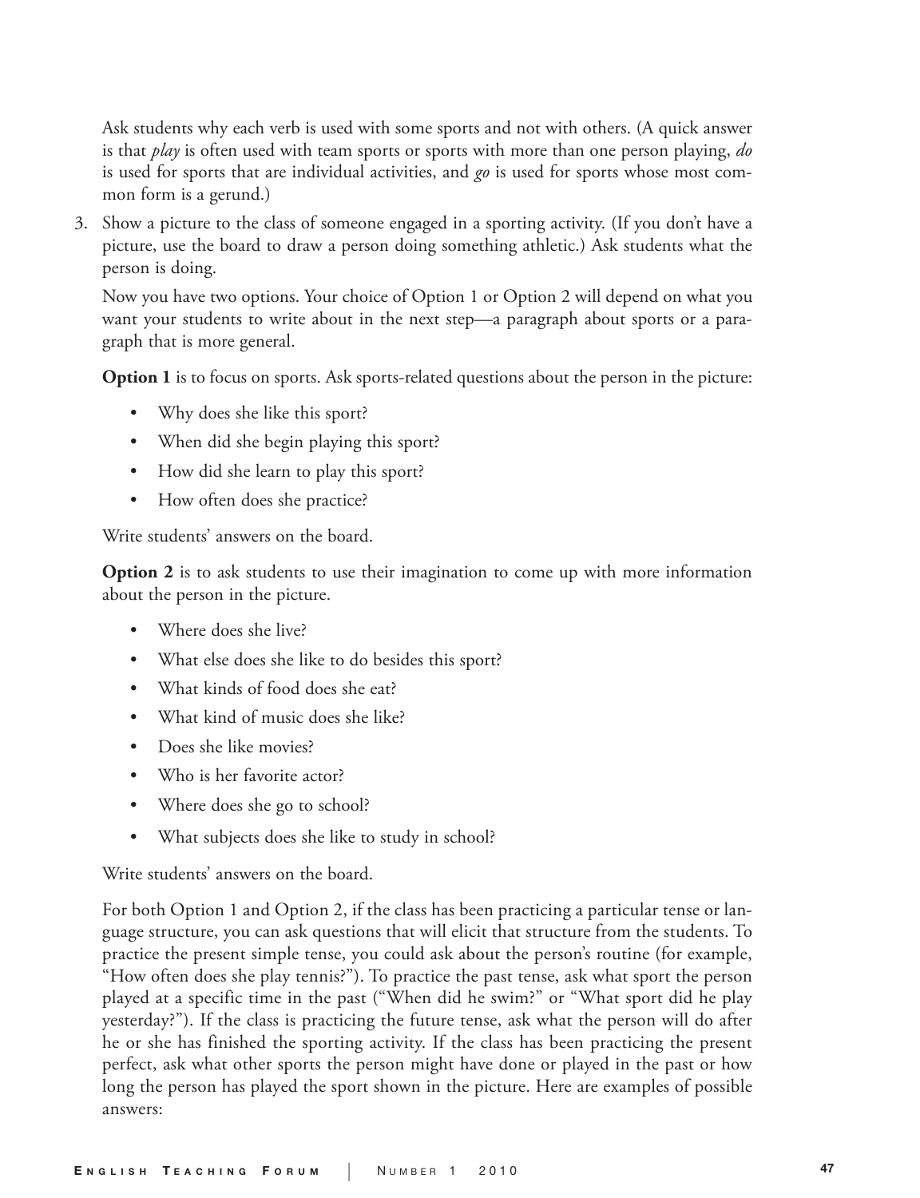Ask students why each verb is used with some sports and not with others. (A quick answer is that *play* is often used with team sports or sports with more than one person playing, *do* is used for sports that are individual activities, and *go* is used for sports whose most common form is a gerund.)

3. Show a picture to the class of someone engaged in a sporting activity. (If you don't have a picture, use the board to draw a person doing something athletic.) Ask students what the person is doing.

   Now you have two options. Your choice of Option 1 or Option 2 will depend on what you want your students to write about in the next step—a paragraph about sports or a paragraph that is more general.

   **Option 1** is to focus on sports. Ask sports-related questions about the person in the picture:

   - Why does she like this sport?
   - When did she begin playing this sport?
   - How did she learn to play this sport?
   - How often does she practice?

   Write students' answers on the board.

   **Option 2** is to ask students to use their imagination to come up with more information about the person in the picture.

   - Where does she live?
   - What else does she like to do besides this sport?
   - What kinds of food does she eat?
   - What kind of music does she like?
   - Does she like movies?
   - Who is her favorite actor?
   - Where does she go to school?
   - What subjects does she like to study in school?

   Write students' answers on the board.

   For both Option 1 and Option 2, if the class has been practicing a particular tense or language structure, you can ask questions that will elicit that structure from the students. To practice the present simple tense, you could ask about the person's routine (for example, "How often does she play tennis?"). To practice the past tense, ask what sport the person played at a specific time in the past ("When did he swim?" or "What sport did he play yesterday?"). If the class is practicing the future tense, ask what the person will do after he or she has finished the sporting activity. If the class has been practicing the present perfect, ask what other sports the person might have done or played in the past or how long the person has played the sport shown in the picture. Here are examples of possible answers: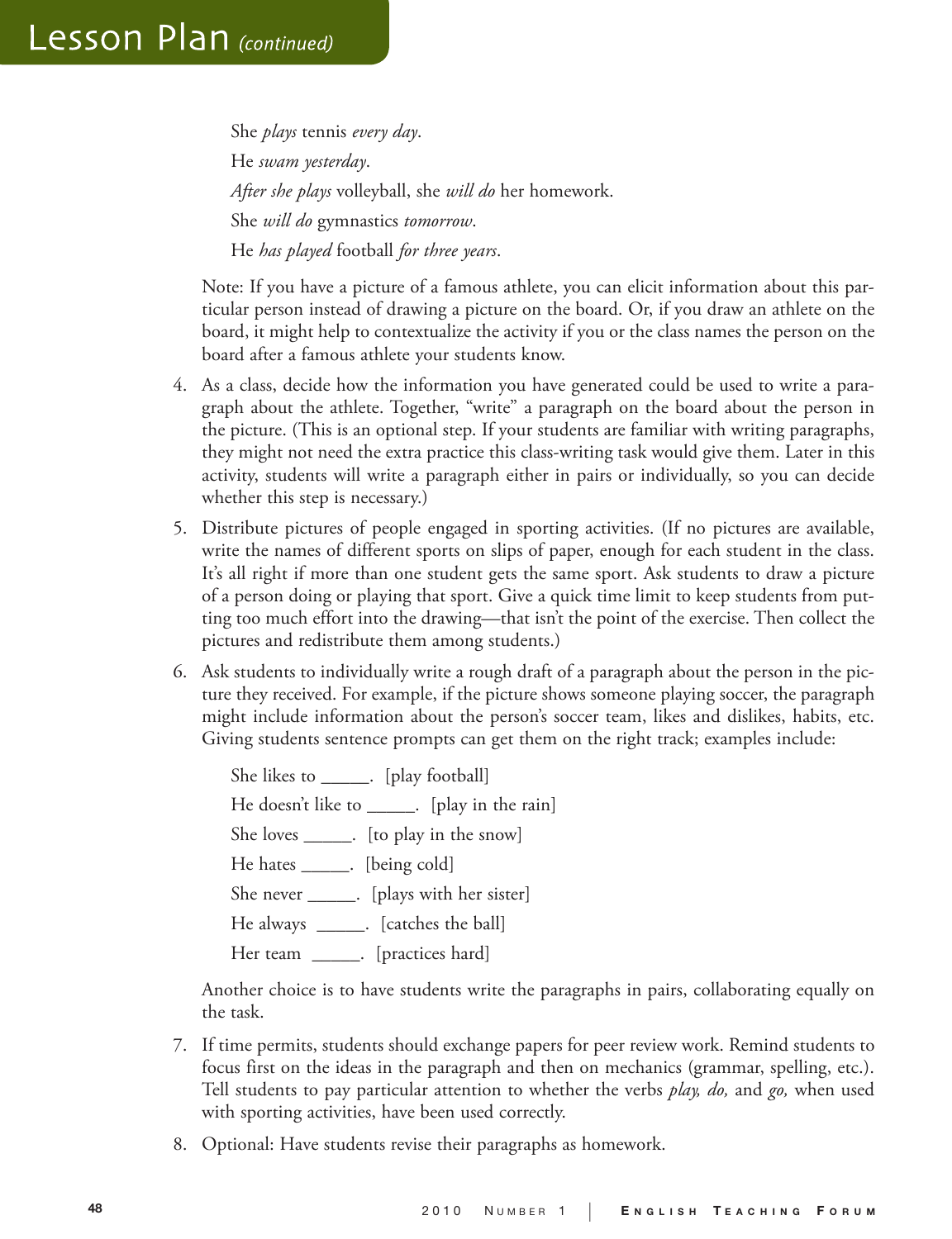She *plays* tennis *every day*.

He *swam yesterday*.

*After she plays* volleyball, she *will do* her homework.

She *will do* gymnastics *tomorrow*.

He *has played* football *for three years*.

Note: If you have a picture of a famous athlete, you can elicit information about this particular person instead of drawing a picture on the board. Or, if you draw an athlete on the board, it might help to contextualize the activity if you or the class names the person on the board after a famous athlete your students know.

4. As a class, decide how the information you have generated could be used to write a paragraph about the athlete. Together, "write" a paragraph on the board about the person in the picture. (This is an optional step. If your students are familiar with writing paragraphs, they might not need the extra practice this class-writing task would give them. Later in this activity, students will write a paragraph either in pairs or individually, so you can decide whether this step is necessary.)

5. Distribute pictures of people engaged in sporting activities. (If no pictures are available, write the names of different sports on slips of paper, enough for each student in the class. It's all right if more than one student gets the same sport. Ask students to draw a picture of a person doing or playing that sport. Give a quick time limit to keep students from putting too much effort into the drawing—that isn't the point of the exercise. Then collect the pictures and redistribute them among students.)

6. Ask students to individually write a rough draft of a paragraph about the person in the picture they received. For example, if the picture shows someone playing soccer, the paragraph might include information about the person's soccer team, likes and dislikes, habits, etc. Giving students sentence prompts can get them on the right track; examples include:

   She likes to _____. [play football]

   He doesn't like to _____. [play in the rain]

   She loves _____. [to play in the snow]

   He hates _____. [being cold]

   She never _____. [plays with her sister]

   He always _____. [catches the ball]

   Her team _____. [practices hard]

   Another choice is to have students write the paragraphs in pairs, collaborating equally on the task.

7. If time permits, students should exchange papers for peer review work. Remind students to focus first on the ideas in the paragraph and then on mechanics (grammar, spelling, etc.). Tell students to pay particular attention to whether the verbs *play, do,* and *go,* when used with sporting activities, have been used correctly.

8. Optional: Have students revise their paragraphs as homework.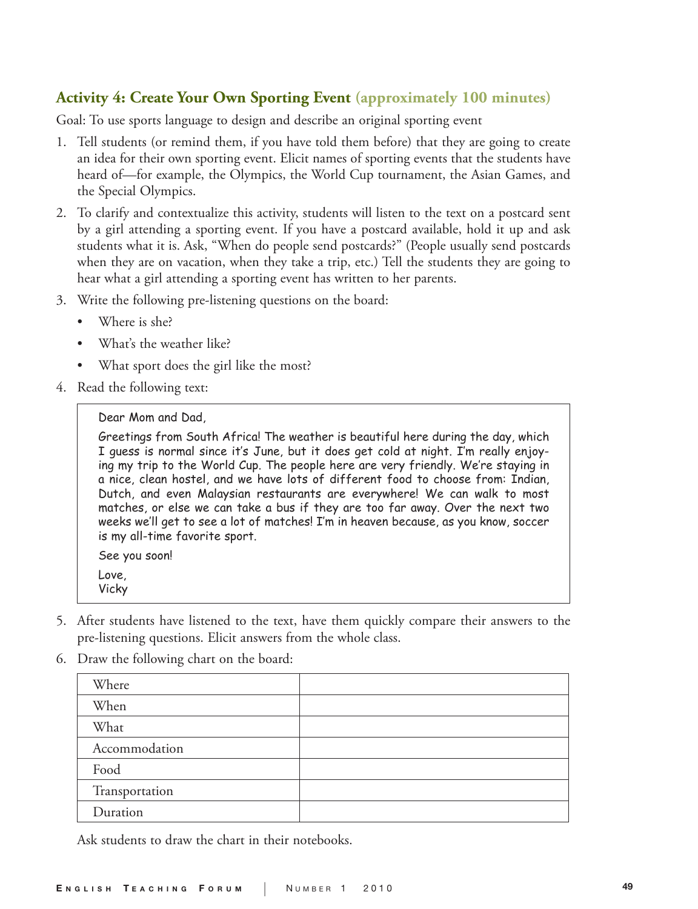## Activity 4: Create Your Own Sporting Event (approximately 100 minutes)

Goal: To use sports language to design and describe an original sporting event

1. Tell students (or remind them, if you have told them before) that they are going to create an idea for their own sporting event. Elicit names of sporting events that the students have heard of—for example, the Olympics, the World Cup tournament, the Asian Games, and the Special Olympics.
2. To clarify and contextualize this activity, students will listen to the text on a postcard sent by a girl attending a sporting event. If you have a postcard available, hold it up and ask students what it is. Ask, "When do people send postcards?" (People usually send postcards when they are on vacation, when they take a trip, etc.) Tell the students they are going to hear what a girl attending a sporting event has written to her parents.
3. Write the following pre-listening questions on the board:
   - Where is she?
   - What's the weather like?
   - What sport does the girl like the most?
4. Read the following text:

> Dear Mom and Dad,
>
> Greetings from South Africa! The weather is beautiful here during the day, which I guess is normal since it's June, but it does get cold at night. I'm really enjoying my trip to the World Cup. The people here are very friendly. We're staying in a nice, clean hostel, and we have lots of different food to choose from: Indian, Dutch, and even Malaysian restaurants are everywhere! We can walk to most matches, or else we can take a bus if they are too far away. Over the next two weeks we'll get to see a lot of matches! I'm in heaven because, as you know, soccer is my all-time favorite sport.
>
> See you soon!
>
> Love,
> Vicky

5. After students have listened to the text, have them quickly compare their answers to the pre-listening questions. Elicit answers from the whole class.
6. Draw the following chart on the board:

| | |
|---|---|
| Where | |
| When | |
| What | |
| Accommodation | |
| Food | |
| Transportation | |
| Duration | |

   Ask students to draw the chart in their notebooks.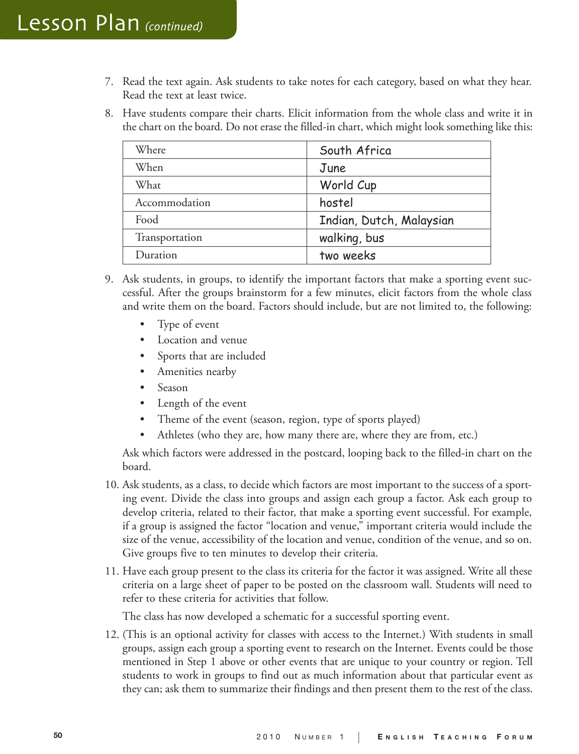## Lesson Plan *(continued)*

7. Read the text again. Ask students to take notes for each category, based on what they hear. Read the text at least twice.
8. Have students compare their charts. Elicit information from the whole class and write it in the chart on the board. Do not erase the filled-in chart, which might look something like this:

| | |
|---|---|
| Where | South Africa |
| When | June |
| What | World Cup |
| Accommodation | hostel |
| Food | Indian, Dutch, Malaysian |
| Transportation | walking, bus |
| Duration | two weeks |

9. Ask students, in groups, to identify the important factors that make a sporting event successful. After the groups brainstorm for a few minutes, elicit factors from the whole class and write them on the board. Factors should include, but are not limited to, the following:
   - Type of event
   - Location and venue
   - Sports that are included
   - Amenities nearby
   - Season
   - Length of the event
   - Theme of the event (season, region, type of sports played)
   - Athletes (who they are, how many there are, where they are from, etc.)

   Ask which factors were addressed in the postcard, looping back to the filled-in chart on the board.
10. Ask students, as a class, to decide which factors are most important to the success of a sporting event. Divide the class into groups and assign each group a factor. Ask each group to develop criteria, related to their factor, that make a sporting event successful. For example, if a group is assigned the factor "location and venue," important criteria would include the size of the venue, accessibility of the location and venue, condition of the venue, and so on. Give groups five to ten minutes to develop their criteria.
11. Have each group present to the class its criteria for the factor it was assigned. Write all these criteria on a large sheet of paper to be posted on the classroom wall. Students will need to refer to these criteria for activities that follow.

    The class has now developed a schematic for a successful sporting event.
12. (This is an optional activity for classes with access to the Internet.) With students in small groups, assign each group a sporting event to research on the Internet. Events could be those mentioned in Step 1 above or other events that are unique to your country or region. Tell students to work in groups to find out as much information about that particular event as they can; ask them to summarize their findings and then present them to the rest of the class.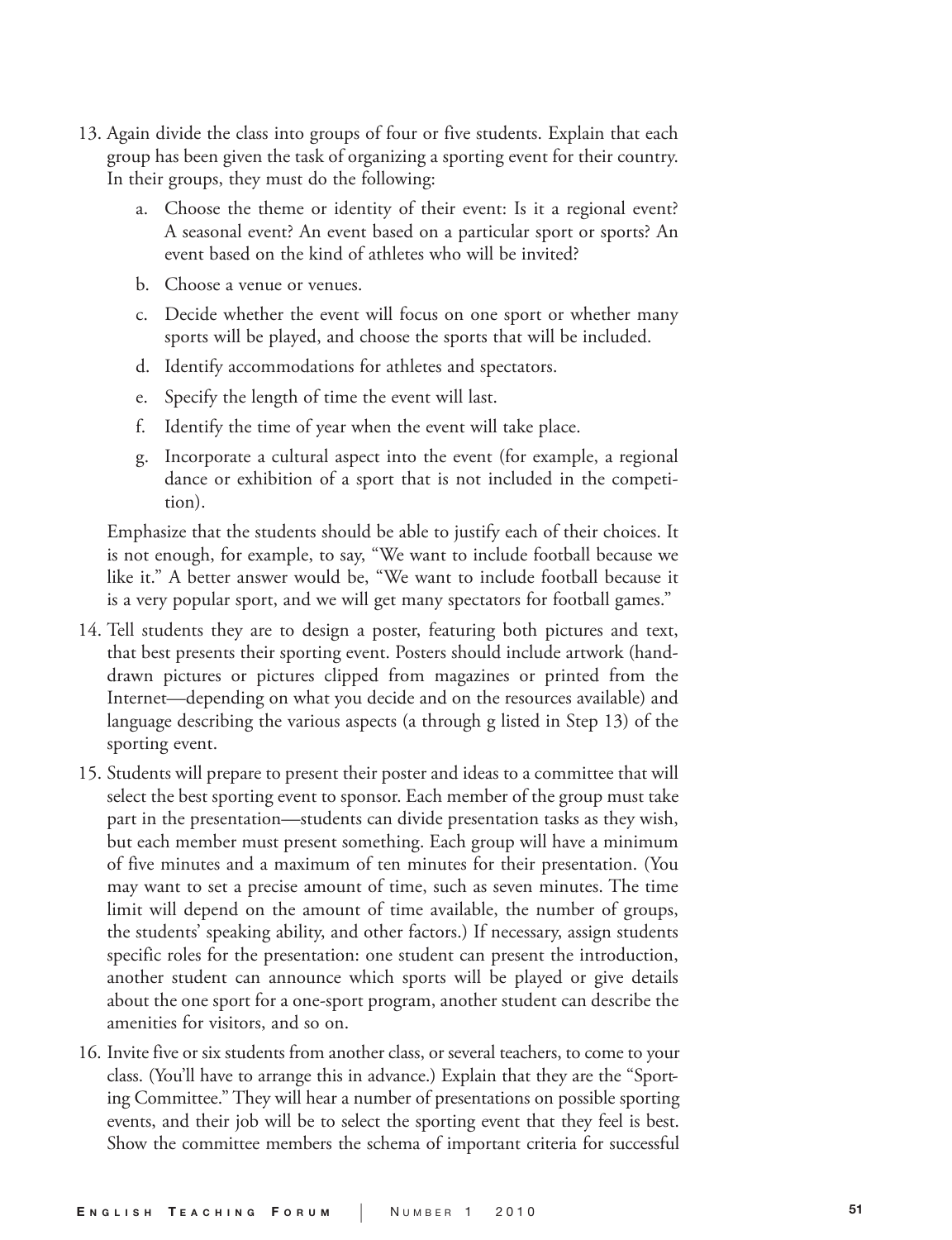13. Again divide the class into groups of four or five students. Explain that each group has been given the task of organizing a sporting event for their country. In their groups, they must do the following:

    a. Choose the theme or identity of their event: Is it a regional event? A seasonal event? An event based on a particular sport or sports? An event based on the kind of athletes who will be invited?

    b. Choose a venue or venues.

    c. Decide whether the event will focus on one sport or whether many sports will be played, and choose the sports that will be included.

    d. Identify accommodations for athletes and spectators.

    e. Specify the length of time the event will last.

    f. Identify the time of year when the event will take place.

    g. Incorporate a cultural aspect into the event (for example, a regional dance or exhibition of a sport that is not included in the competition).

    Emphasize that the students should be able to justify each of their choices. It is not enough, for example, to say, "We want to include football because we like it." A better answer would be, "We want to include football because it is a very popular sport, and we will get many spectators for football games."

14. Tell students they are to design a poster, featuring both pictures and text, that best presents their sporting event. Posters should include artwork (hand-drawn pictures or pictures clipped from magazines or printed from the Internet—depending on what you decide and on the resources available) and language describing the various aspects (a through g listed in Step 13) of the sporting event.

15. Students will prepare to present their poster and ideas to a committee that will select the best sporting event to sponsor. Each member of the group must take part in the presentation—students can divide presentation tasks as they wish, but each member must present something. Each group will have a minimum of five minutes and a maximum of ten minutes for their presentation. (You may want to set a precise amount of time, such as seven minutes. The time limit will depend on the amount of time available, the number of groups, the students' speaking ability, and other factors.) If necessary, assign students specific roles for the presentation: one student can present the introduction, another student can announce which sports will be played or give details about the one sport for a one-sport program, another student can describe the amenities for visitors, and so on.

16. Invite five or six students from another class, or several teachers, to come to your class. (You'll have to arrange this in advance.) Explain that they are the "Sporting Committee." They will hear a number of presentations on possible sporting events, and their job will be to select the sporting event that they feel is best. Show the committee members the schema of important criteria for successful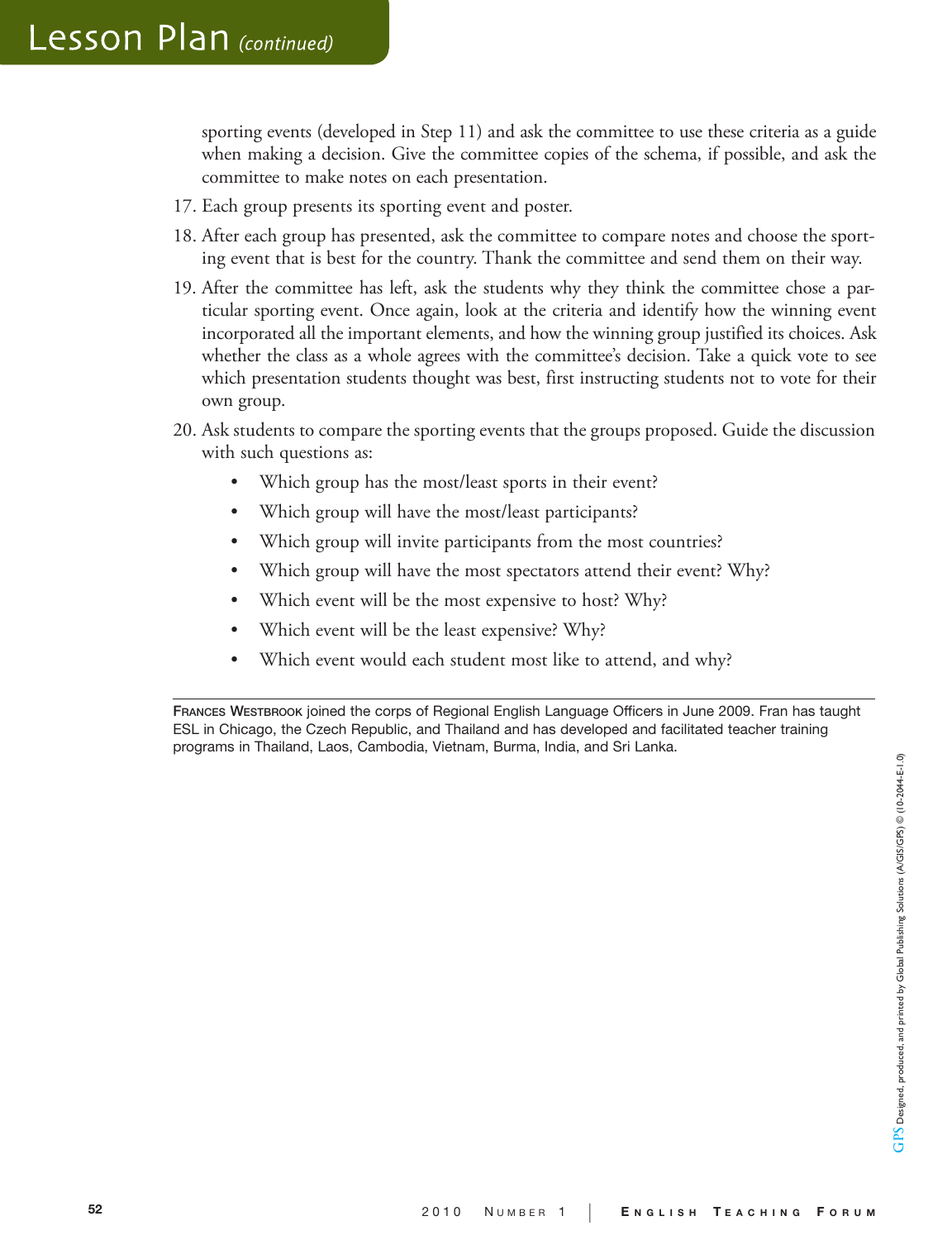sporting events (developed in Step 11) and ask the committee to use these criteria as a guide when making a decision. Give the committee copies of the schema, if possible, and ask the committee to make notes on each presentation.

17. Each group presents its sporting event and poster.
18. After each group has presented, ask the committee to compare notes and choose the sporting event that is best for the country. Thank the committee and send them on their way.
19. After the committee has left, ask the students why they think the committee chose a particular sporting event. Once again, look at the criteria and identify how the winning event incorporated all the important elements, and how the winning group justified its choices. Ask whether the class as a whole agrees with the committee's decision. Take a quick vote to see which presentation students thought was best, first instructing students not to vote for their own group.
20. Ask students to compare the sporting events that the groups proposed. Guide the discussion with such questions as:
    - Which group has the most/least sports in their event?
    - Which group will have the most/least participants?
    - Which group will invite participants from the most countries?
    - Which group will have the most spectators attend their event? Why?
    - Which event will be the most expensive to host? Why?
    - Which event will be the least expensive? Why?
    - Which event would each student most like to attend, and why?

---

FRANCES WESTBROOK joined the corps of Regional English Language Officers in June 2009. Fran has taught ESL in Chicago, the Czech Republic, and Thailand and has developed and facilitated teacher training programs in Thailand, Laos, Cambodia, Vietnam, Burma, India, and Sri Lanka.